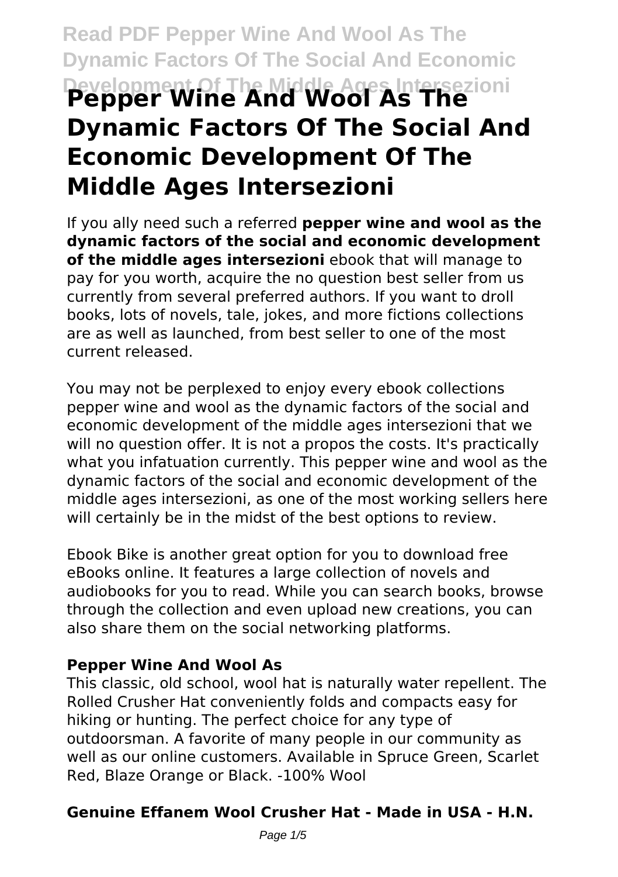# Pepper Wine And Wool As The Dynamic Factors Of The Social And Economic Development Of The Middle Ages Intersezioni

If you ally need such a referred **pepper wine and wool as the dynamic factors of the social and economic development of the middle ages intersezioni** ebook that will manage to pay for you worth, acquire the no question best seller from us currently from several preferred authors. If you want to droll books, lots of novels, tale, jokes, and more fictions collections are as well as launched, from best seller to one of the most current released.

You may not be perplexed to enjoy every ebook collections pepper wine and wool as the dynamic factors of the social and economic development of the middle ages intersezioni that we will no question offer. It is not a propos the costs. It's practically what you infatuation currently. This pepper wine and wool as the dynamic factors of the social and economic development of the middle ages intersezioni, as one of the most working sellers here will certainly be in the midst of the best options to review.

Ebook Bike is another great option for you to download free eBooks online. It features a large collection of novels and audiobooks for you to read. While you can search books, browse through the collection and even upload new creations, you can also share them on the social networking platforms.

### Pepper Wine And Wool As

This classic, old school, wool hat is naturally water repellent. The Rolled Crusher Hat conveniently folds and compacts easy for hiking or hunting. The perfect choice for any type of outdoorsman. A favorite of many people in our community as well as our online customers. Available in Spruce Green, Scarlet Red, Blaze Orange or Black. -100% Wool

### Genuine Effanem Wool Crusher Hat - Made in USA - H.N.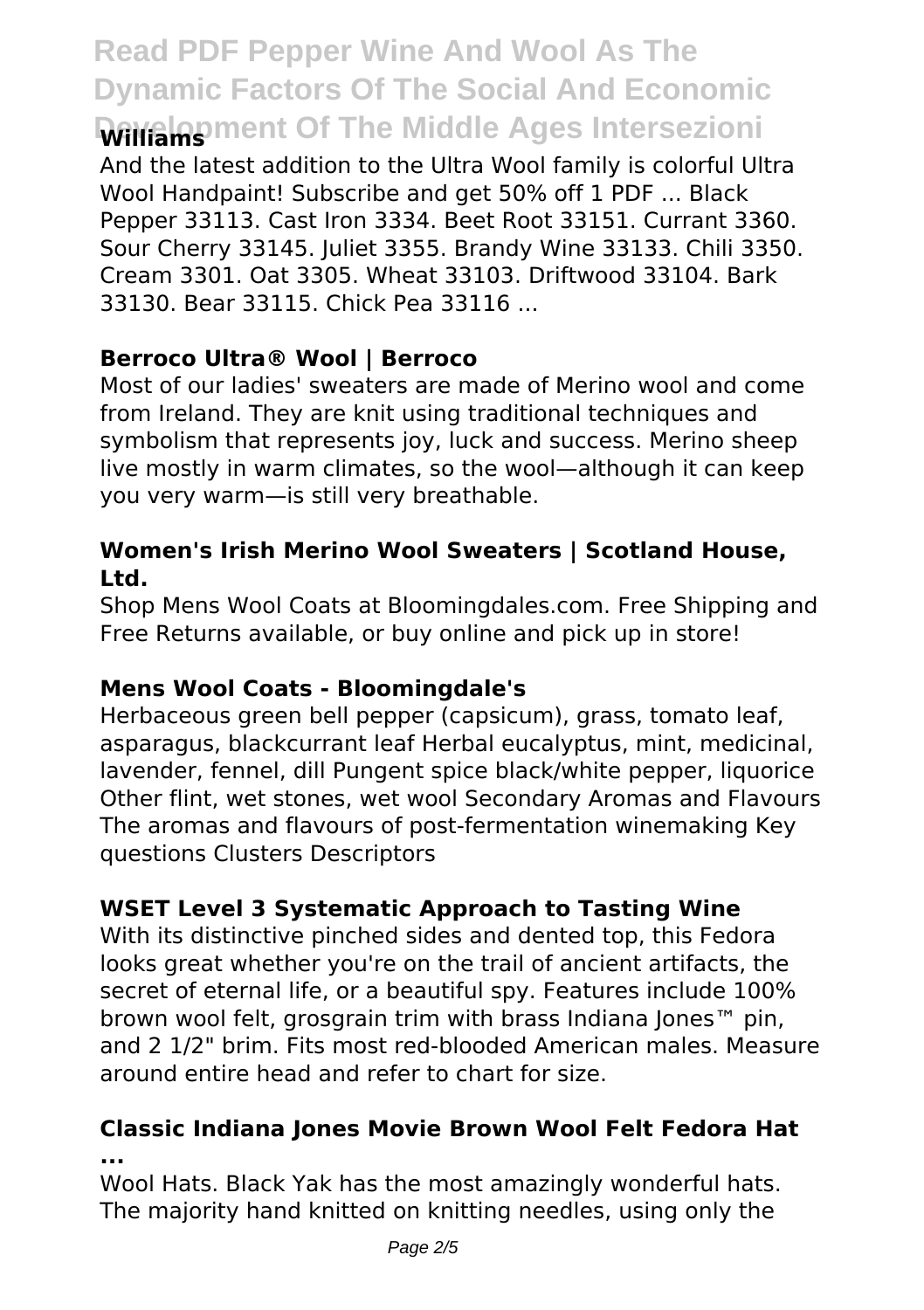And the latest addition to the Ultra Wool family is colorful Ultra Wool Handpaint! Subscribe and get 50% off 1 PDF ... Black Pepper 33113. Cast Iron 3334. Beet Root 33151. Currant 3360. Sour Cherry 33145. Juliet 3355. Brandy Wine 33133. Chili 3350. Cream 3301. Oat 3305. Wheat 33103. Driftwood 33104. Bark 33130. Bear 33115. Chick Pea 33116 ...

### Berroco Ultra® Wool | Berroco

Most of our ladies' sweaters are made of Merino wool and come from Ireland. They are knit using traditional techniques and symbolism that represents joy, luck and success. Merino sheep live mostly in warm climates, so the wool—although it can keep you very warm—is still very breathable.

### Women's Irish Merino Wool Sweaters | Scotland House, Ltd.

Shop Mens Wool Coats at Bloomingdales.com. Free Shipping and Free Returns available, or buy online and pick up in store!

### Mens Wool Coats - Bloomingdale's

Herbaceous green bell pepper (capsicum), grass, tomato leaf, asparagus, blackcurrant leaf Herbal eucalyptus, mint, medicinal, lavender, fennel, dill Pungent spice black/white pepper, liquorice Other flint, wet stones, wet wool Secondary Aromas and Flavours The aromas and flavours of post-fermentation winemaking Key questions Clusters Descriptors

### WSET Level 3 Systematic Approach to Tasting Wine

With its distinctive pinched sides and dented top, this Fedora looks great whether you're on the trail of ancient artifacts, the secret of eternal life, or a beautiful spy. Features include 100% brown wool felt, grosgrain trim with brass Indiana Jones™ pin, and 2 1/2" brim. Fits most red-blooded American males. Measure around entire head and refer to chart for size.

### Classic Indiana Jones Movie Brown Wool Felt Fedora Hat ...

Wool Hats. Black Yak has the most amazingly wonderful hats. The majority hand knitted on knitting needles, using only the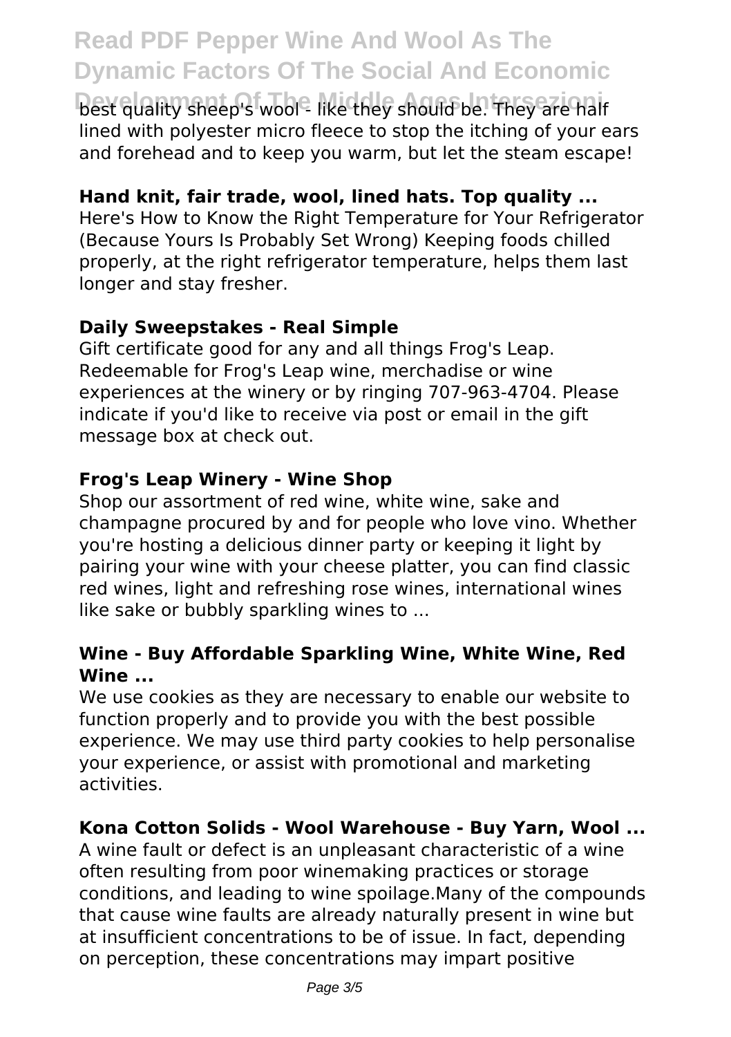best quality sheep's wool - like they should be. They are half lined with polyester micro fleece to stop the itching of your ears and forehead and to keep you warm, but let the steam escape!

### Hand knit, fair trade, wool, lined hats. Top quality ...

Here's How to Know the Right Temperature for Your Refrigerator (Because Yours Is Probably Set Wrong) Keeping foods chilled properly, at the right refrigerator temperature, helps them last longer and stay fresher.

### Daily Sweepstakes - Real Simple

Gift certificate good for any and all things Frog's Leap. Redeemable for Frog's Leap wine, merchandise or wine experiences at the winery or by ringing 707-963-4704. Please indicate if you'd like to receive via post or email in the gift message box at check out.

### Frog's Leap Winery - Wine Shop

Shop our assortment of red wine, white wine, sake and champagne procured by and for people who love vino. Whether you're hosting a delicious dinner party or keeping it light by pairing your wine with your cheese platter, you can find classic red wines, light and refreshing rose wines, international wines like sake or bubbly sparkling wines to ...

### Wine - Buy Affordable Sparkling Wine, White Wine, Red Wine ...

We use cookies as they are necessary to enable our website to function properly and to provide you with the best possible experience. We may use third party cookies to help personalise your experience, or assist with promotional and marketing activities.

### Kona Cotton Solids - Wool Warehouse - Buy Yarn, Wool ...

A wine fault or defect is an unpleasant characteristic of a wine often resulting from poor winemaking practices or storage conditions, and leading to wine spoilage.Many of the compounds that cause wine faults are already naturally present in wine but at insufficient concentrations to be of issue. In fact, depending on perception, these concentrations may impart positive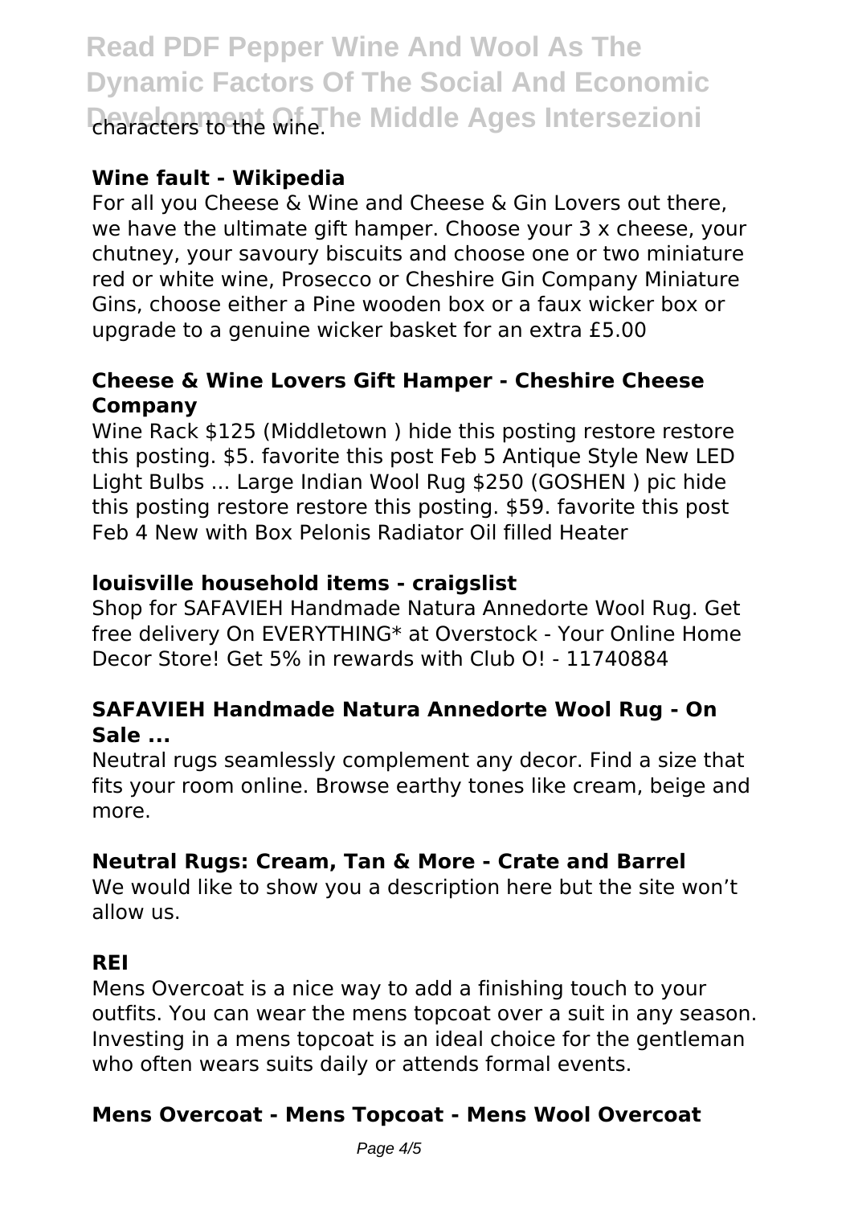characters to the wine.

### Wine fault - Wikipedia

For all you Cheese & Wine and Cheese & Gin Lovers out there, we have the ultimate gift hamper. Choose your 3 x cheese, your chutney, your savoury biscuits and choose one or two miniature red or white wine, Prosecco or Cheshire Gin Company Miniature Gins, choose either a Pine wooden box or a faux wicker box or upgrade to a genuine wicker basket for an extra £5.00

### Cheese & Wine Lovers Gift Hamper - Cheshire Cheese Company

Wine Rack $125 (Middletown ) hide this posting restore restore this posting. $5. favorite this post Feb 5 Antique Style New LED Light Bulbs ... Large Indian Wool Rug $250 (GOSHEN ) pic hide this posting restore restore this posting. $59. favorite this post Feb 4 New with Box Pelonis Radiator Oil filled Heater

### louisville household items - craigslist

Shop for SAFAVIEH Handmade Natura Annedorte Wool Rug. Get free delivery On EVERYTHING* at Overstock - Your Online Home Decor Store! Get 5% in rewards with Club O! - 11740884

### SAFAVIEH Handmade Natura Annedorte Wool Rug - On Sale ...

Neutral rugs seamlessly complement any decor. Find a size that fits your room online. Browse earthy tones like cream, beige and more.

### Neutral Rugs: Cream, Tan & More - Crate and Barrel

We would like to show you a description here but the site won't allow us.

### REI

Mens Overcoat is a nice way to add a finishing touch to your outfits. You can wear the mens topcoat over a suit in any season. Investing in a mens topcoat is an ideal choice for the gentleman who often wears suits daily or attends formal events.

### Mens Overcoat - Mens Topcoat - Mens Wool Overcoat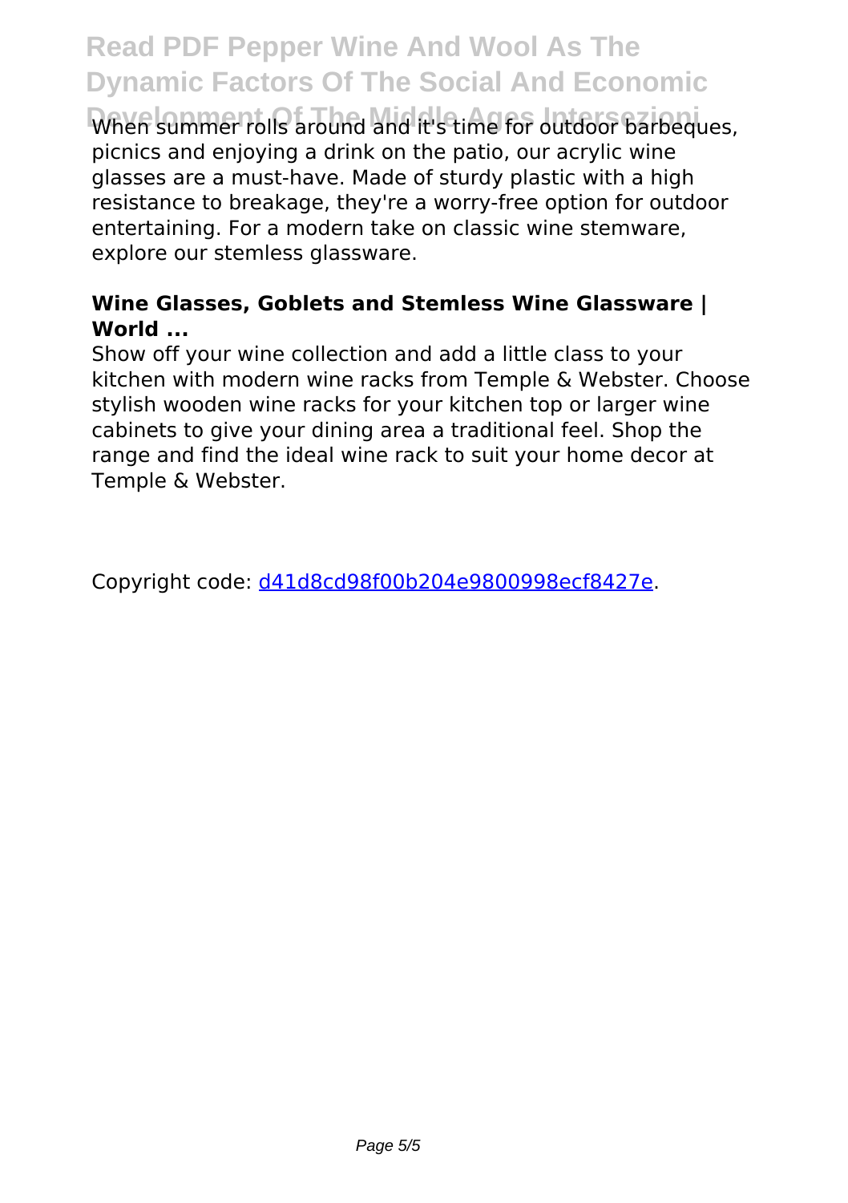When summer rolls around and it's time for outdoor barbeques, picnics and enjoying a drink on the patio, our acrylic wine glasses are a must-have. Made of sturdy plastic with a high resistance to breakage, they're a worry-free option for outdoor entertaining. For a modern take on classic wine stemware, explore our stemless glassware.

**Wine Glasses, Goblets and Stemless Wine Glassware | World ...**

Show off your wine collection and add a little class to your kitchen with modern wine racks from Temple & Webster. Choose stylish wooden wine racks for your kitchen top or larger wine cabinets to give your dining area a traditional feel. Shop the range and find the ideal wine rack to suit your home decor at Temple & Webster.

Copyright code: d41d8cd98f00b204e9800998ecf8427e.